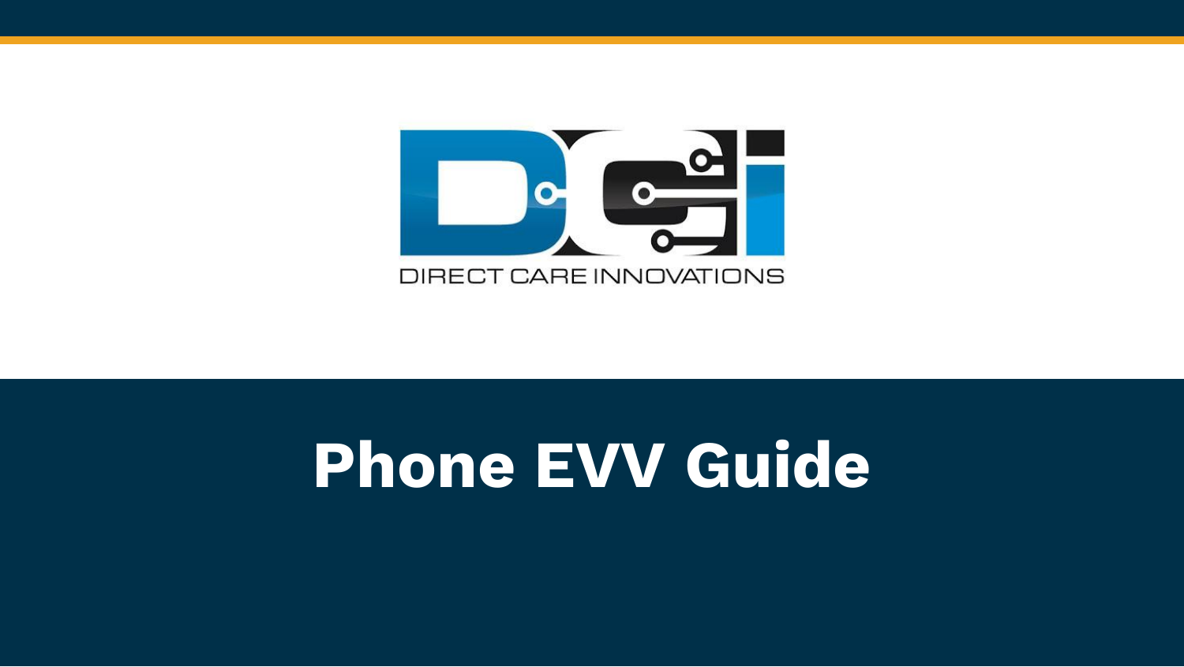DIRECT CARE INNOVATIONS

# Phone EVV Guide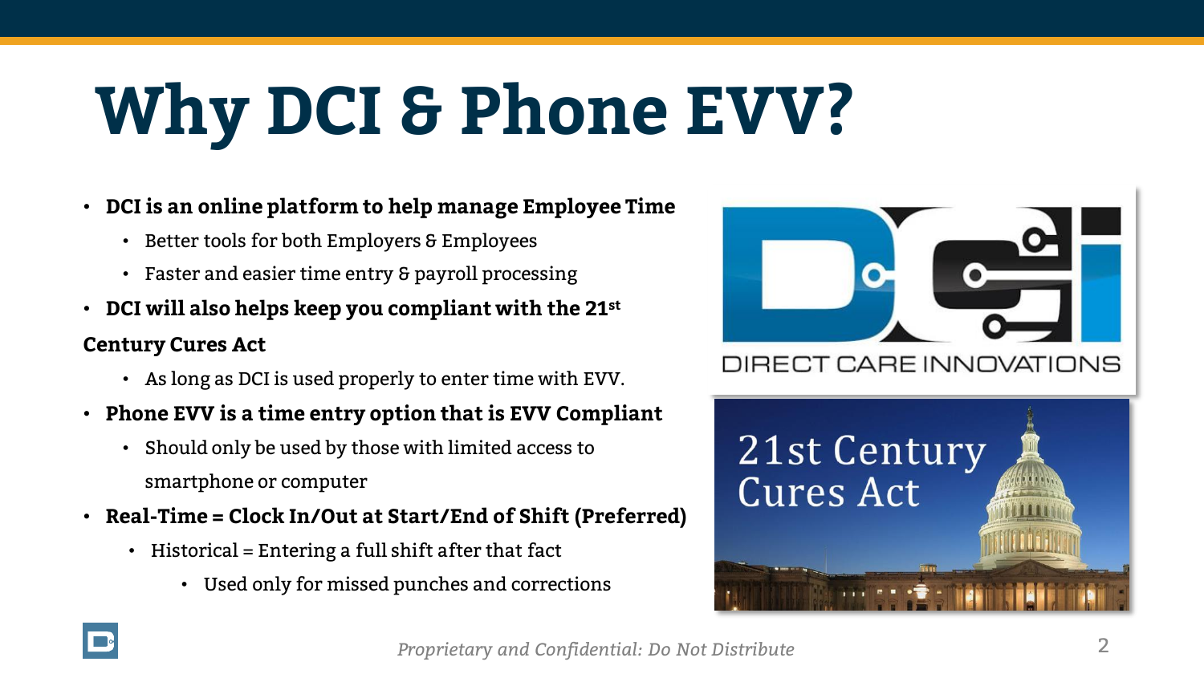# Why DCI & Phone EVV?

- **DCI is an online platform to help manage Employee Time**
  - Better tools for both Employers & Employees
  - Faster and easier time entry & payroll processing
- **DCI will also helps keep you compliant with the 21st Century Cures Act**
  - As long as DCI is used properly to enter time with EVV.
- **Phone EVV is a time entry option that is EVV Compliant**
  - Should only be used by those with limited access to smartphone or computer
- **Real-Time = Clock In/Out at Start/End of Shift (Preferred)**
  - Historical = Entering a full shift after that fact
    - Used only for missed punches and corrections

DIRECT CARE INNOVATIONS

21st Century Cures Act

*Proprietary and Confidential: Do Not Distribute*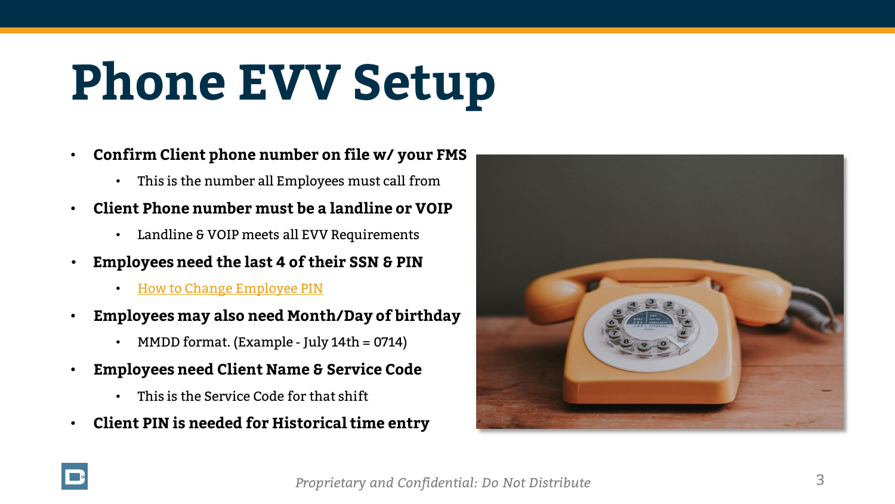# Phone EVV Setup

- **Confirm Client phone number on file w/ your FMS**
  - This is the number all Employees must call from
- **Client Phone number must be a landline or VOIP**
  - Landline & VOIP meets all EVV Requirements
- **Employees need the last 4 of their SSN & PIN**
  - How to Change Employee PIN
- **Employees may also need Month/Day of birthday**
  - MMDD format. (Example - July 14th = 0714)
- **Employees need Client Name & Service Code**
  - This is the Service Code for that shift
- **Client PIN is needed for Historical time entry**

*Proprietary and Confidential: Do Not Distribute*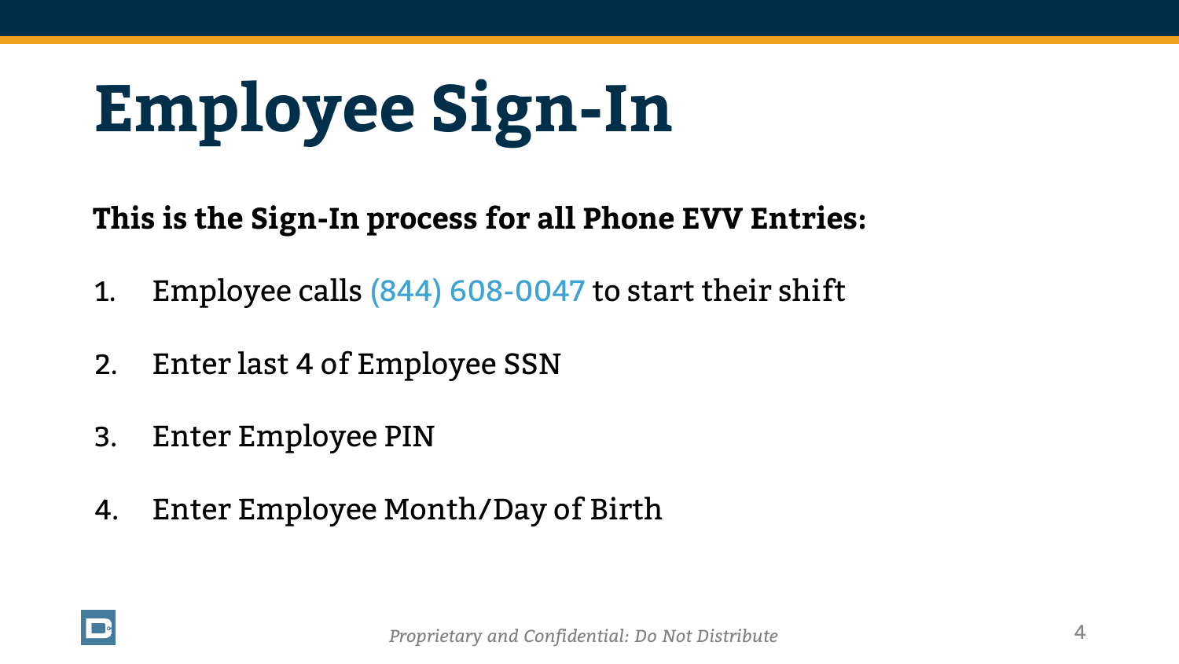# Employee Sign-In

**This is the Sign-In process for all Phone EVV Entries:**

1. Employee calls (844) 608-0047 to start their shift
2. Enter last 4 of Employee SSN
3. Enter Employee PIN
4. Enter Employee Month/Day of Birth

*Proprietary and Confidential: Do Not Distribute*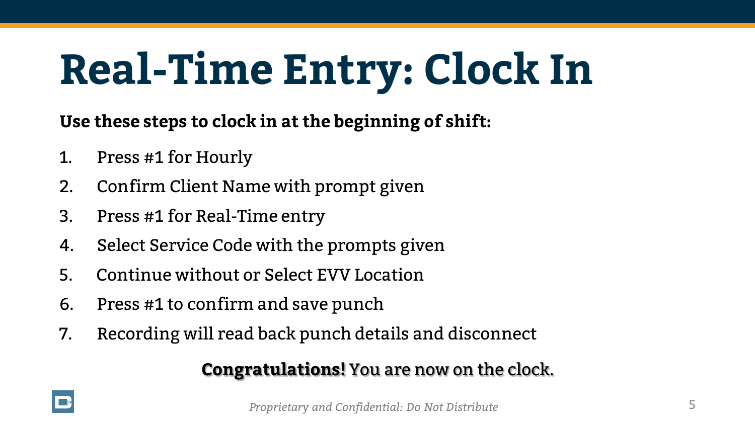# Real-Time Entry: Clock In

**Use these steps to clock in at the beginning of shift:**

1. Press #1 for Hourly
2. Confirm Client Name with prompt given
3. Press #1 for Real-Time entry
4. Select Service Code with the prompts given
5. Continue without or Select EVV Location
6. Press #1 to confirm and save punch
7. Recording will read back punch details and disconnect

**Congratulations!** You are now on the clock.

*Proprietary and Confidential: Do Not Distribute*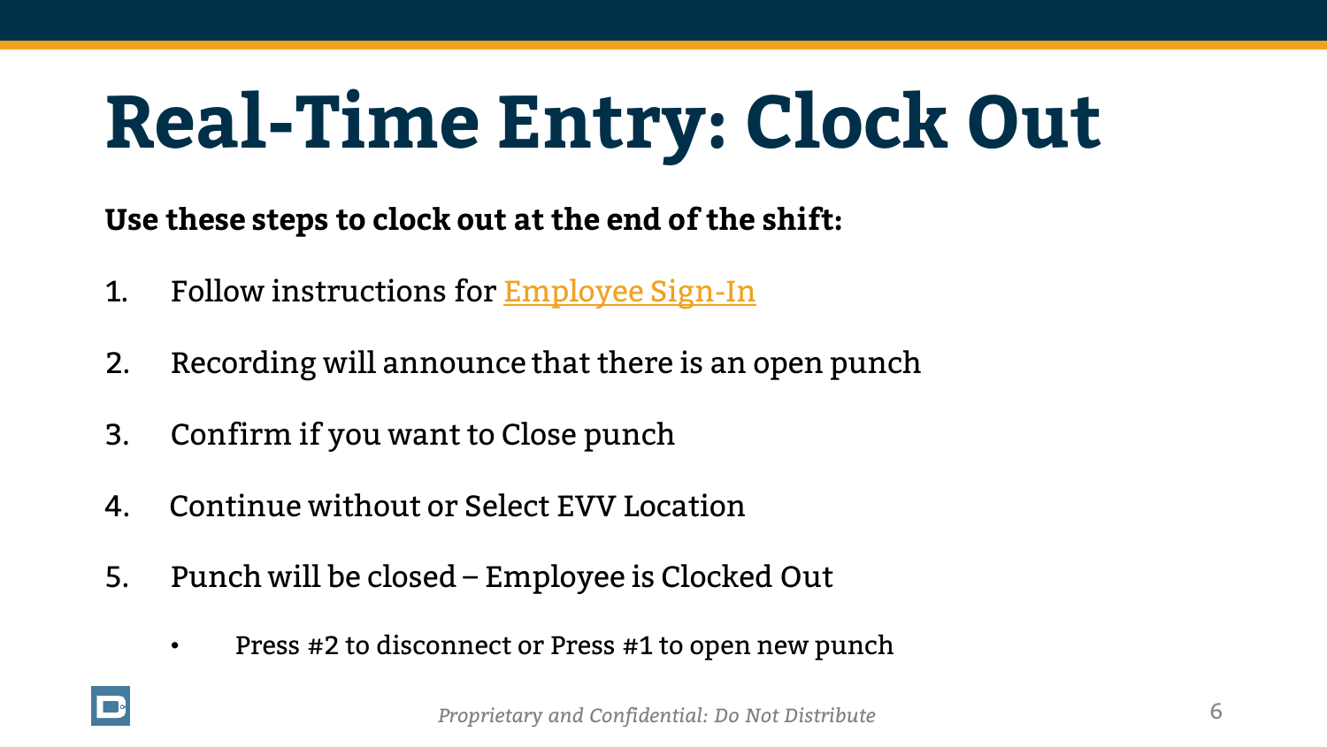# Real-Time Entry: Clock Out

**Use these steps to clock out at the end of the shift:**

1. Follow instructions for Employee Sign-In
2. Recording will announce that there is an open punch
3. Confirm if you want to Close punch
4. Continue without or Select EVV Location
5. Punch will be closed – Employee is Clocked Out
   - Press #2 to disconnect or Press #1 to open new punch

*Proprietary and Confidential: Do Not Distribute*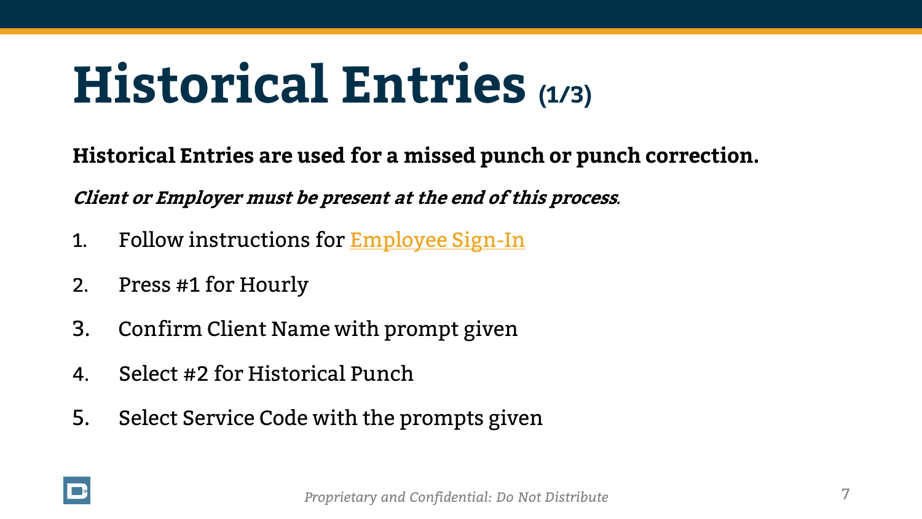# Historical Entries (1/3)

**Historical Entries are used for a missed punch or punch correction.**

***Client or Employer must be present at the end of this process*.**

1. Follow instructions for [Employee Sign-In]()
2. Press #1 for Hourly
3. Confirm Client Name with prompt given
4. Select #2 for Historical Punch
5. Select Service Code with the prompts given

*Proprietary and Confidential: Do Not Distribute*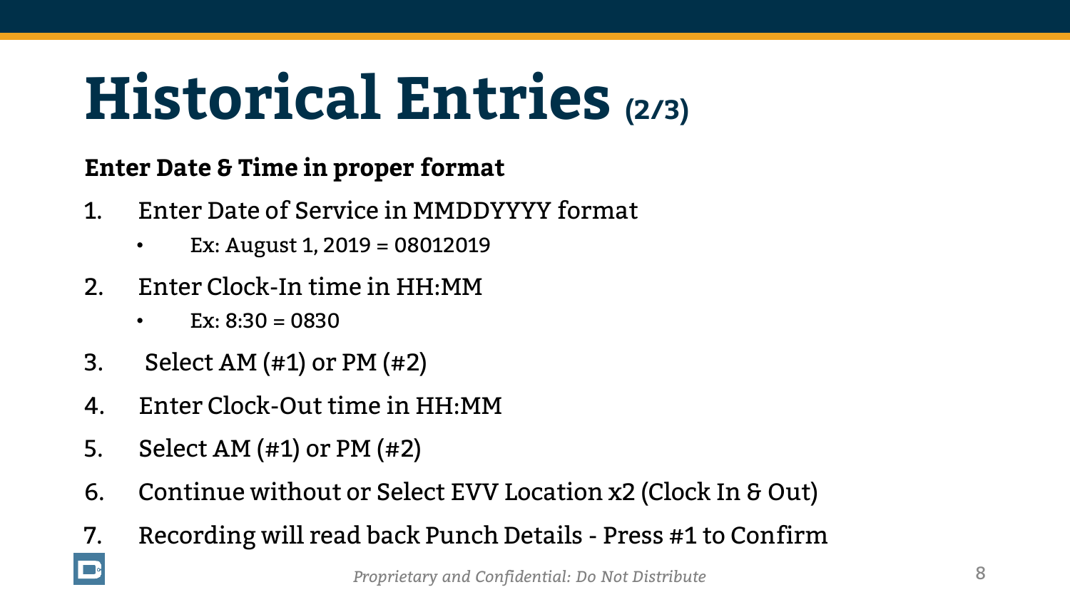# Historical Entries (2/3)

**Enter Date & Time in proper format**

1. Enter Date of Service in MMDDYYYY format
   - Ex: August 1, 2019 = 08012019
2. Enter Clock-In time in HH:MM
   - Ex: 8:30 = 0830
3. Select AM (#1) or PM (#2)
4. Enter Clock-Out time in HH:MM
5. Select AM (#1) or PM (#2)
6. Continue without or Select EVV Location x2 (Clock In & Out)
7. Recording will read back Punch Details - Press #1 to Confirm

*Proprietary and Confidential: Do Not Distribute*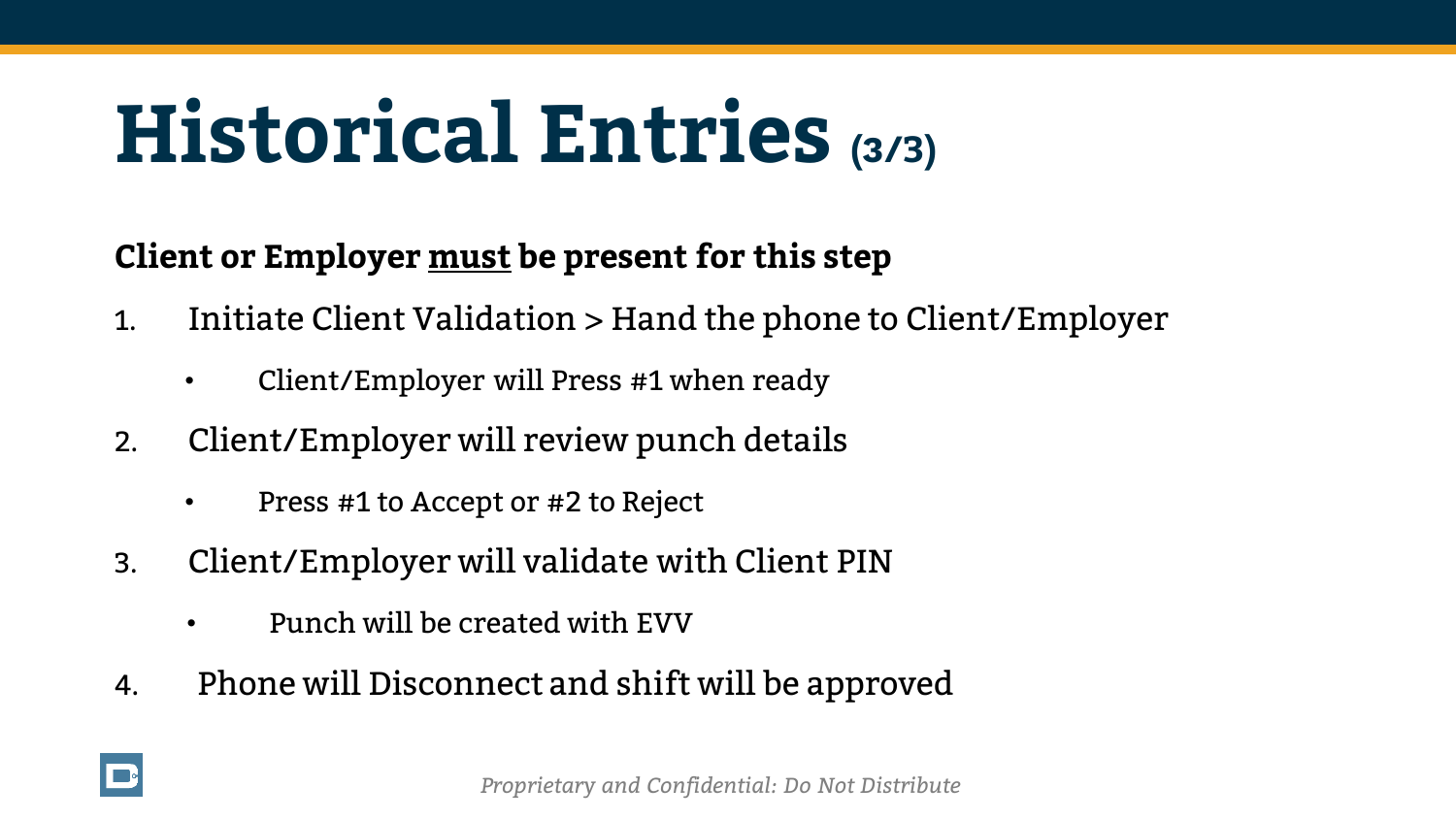# Historical Entries (3/3)

**Client or Employer <u>must</u> be present for this step**

1. Initiate Client Validation > Hand the phone to Client/Employer
   - Client/Employer will Press #1 when ready
2. Client/Employer will review punch details
   - Press #1 to Accept or #2 to Reject
3. Client/Employer will validate with Client PIN
   - Punch will be created with EVV
4. Phone will Disconnect and shift will be approved

*Proprietary and Confidential: Do Not Distribute*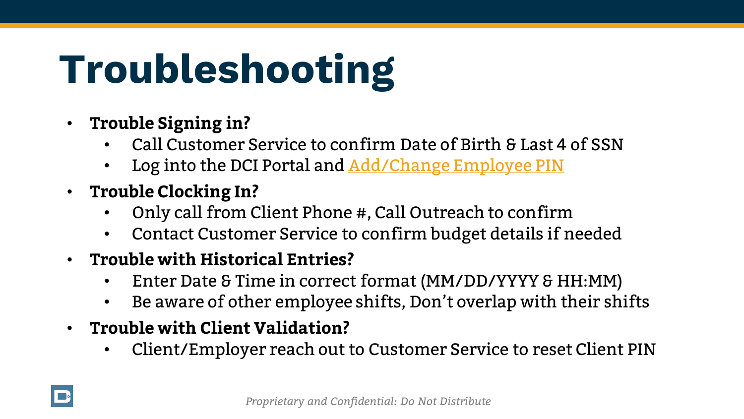# Troubleshooting

- **Trouble Signing in?**
  - Call Customer Service to confirm Date of Birth & Last 4 of SSN
  - Log into the DCI Portal and Add/Change Employee PIN
- **Trouble Clocking In?**
  - Only call from Client Phone #, Call Outreach to confirm
  - Contact Customer Service to confirm budget details if needed
- **Trouble with Historical Entries?**
  - Enter Date & Time in correct format (MM/DD/YYYY & HH:MM)
  - Be aware of other employee shifts, Don't overlap with their shifts
- **Trouble with Client Validation?**
  - Client/Employer reach out to Customer Service to reset Client PIN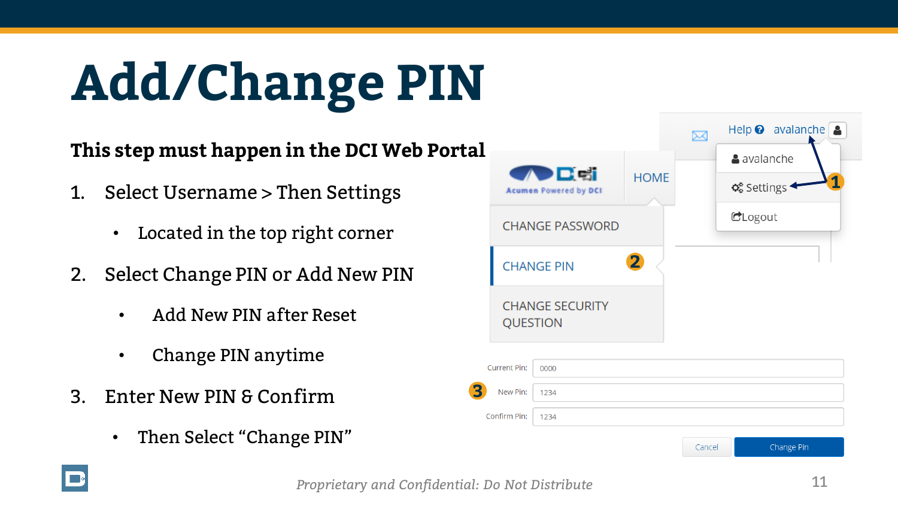# Add/Change PIN

**This step must happen in the DCI Web Portal**

1. Select Username > Then Settings
   - Located in the top right corner
2. Select Change PIN or Add New PIN
   - Add New PIN after Reset
   - Change PIN anytime
3. Enter New PIN & Confirm
   - Then Select “Change PIN”

*Proprietary and Confidential: Do Not Distribute*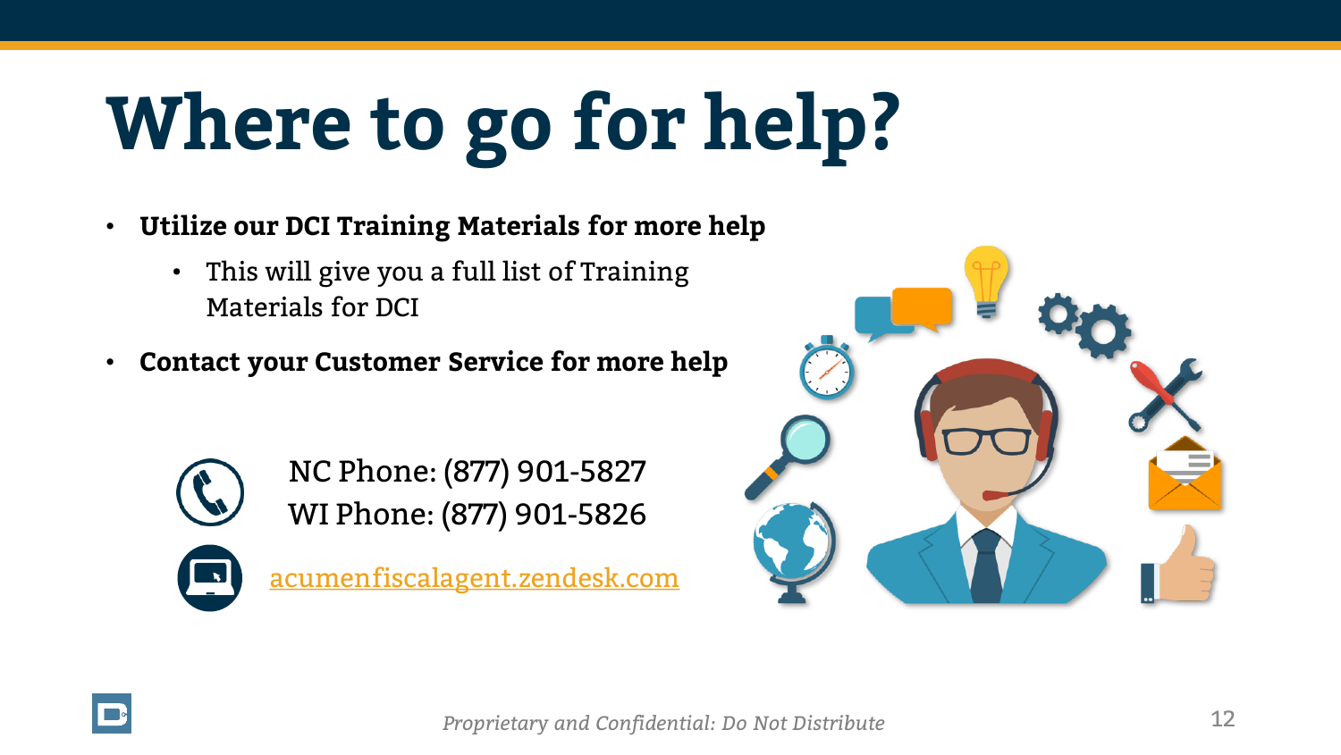# Where to go for help?

- **Utilize our DCI Training Materials for more help**
  - This will give you a full list of Training Materials for DCI
- **Contact your Customer Service for more help**

NC Phone: (877) 901-5827
WI Phone: (877) 901-5826

[acumenfiscalagent.zendesk.com](acumenfiscalagent.zendesk.com)

*Proprietary and Confidential: Do Not Distribute*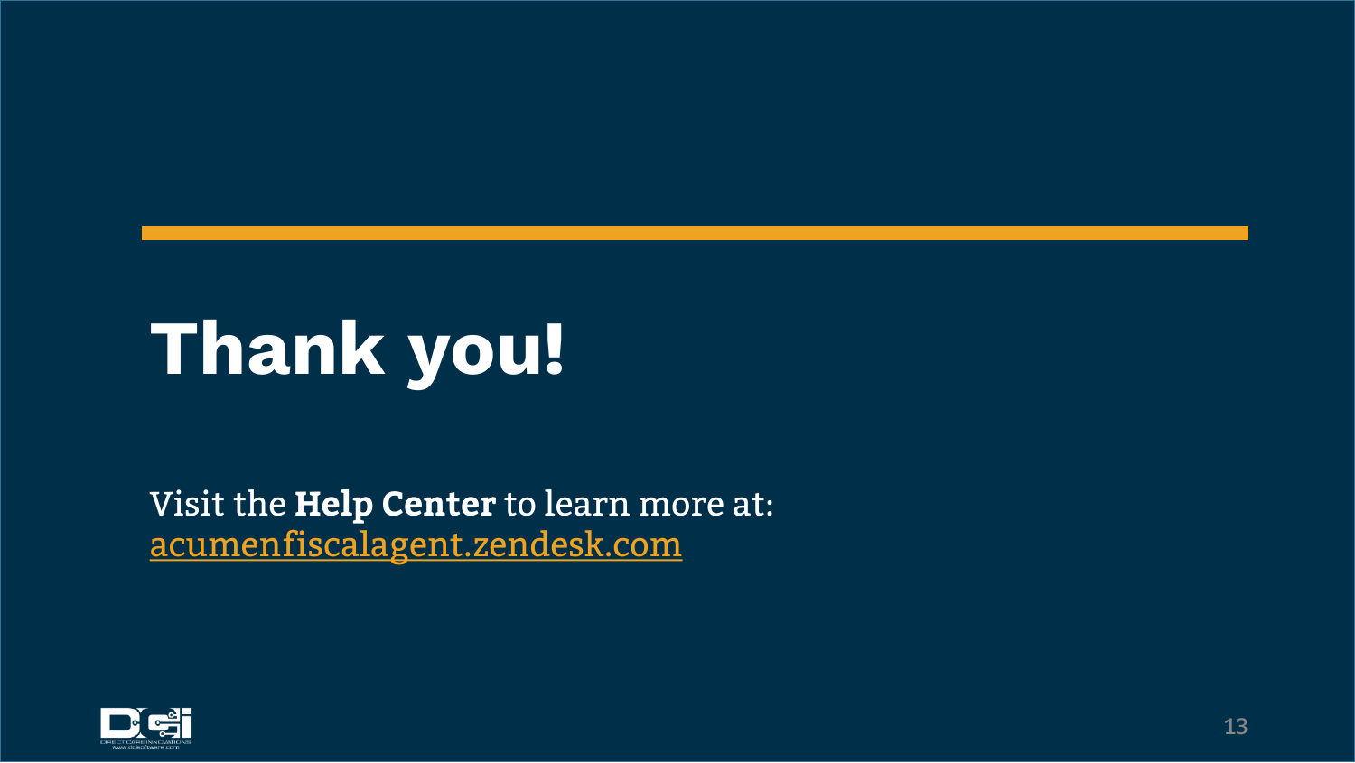# Thank you!

Visit the **Help Center** to learn more at:
acumenfiscalagent.zendesk.com